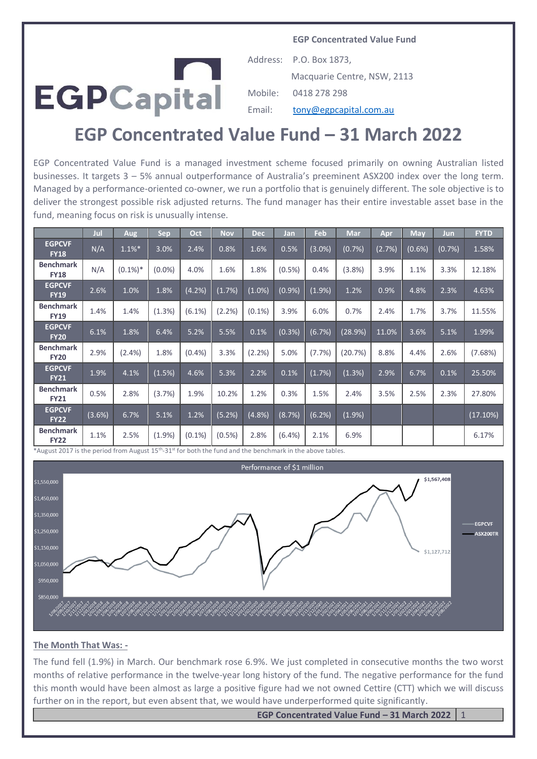**EGP Concentrated Value Fund**

EGPCapital

Address: P.O. Box 1873,
Macquarie Centre, NSW, 2113

Mobile: 0418 278 298

Email: tony@egpcapital.com.au

# EGP Concentrated Value Fund – 31 March 2022

EGP Concentrated Value Fund is a managed investment scheme focused primarily on owning Australian listed businesses. It targets 3 – 5% annual outperformance of Australia's preeminent ASX200 index over the long term. Managed by a performance-oriented co-owner, we run a portfolio that is genuinely different. The sole objective is to deliver the strongest possible risk adjusted returns. The fund manager has their entire investable asset base in the fund, meaning focus on risk is unusually intense.

| | Jul | Aug | Sep | Oct | Nov | Dec | Jan | Feb | Mar | Apr | May | Jun | FYTD |
|---|---|---|---|---|---|---|---|---|---|---|---|---|---|
| **EGPCVF FY18** | N/A | 1.1%* | 3.0% | 2.4% | 0.8% | 1.6% | 0.5% | (3.0%) | (0.7%) | (2.7%) | (0.6%) | (0.7%) | 1.58% |
| **Benchmark FY18** | N/A | (0.1%)* | (0.0%) | 4.0% | 1.6% | 1.8% | (0.5%) | 0.4% | (3.8%) | 3.9% | 1.1% | 3.3% | 12.18% |
| **EGPCVF FY19** | 2.6% | 1.0% | 1.8% | (4.2%) | (1.7%) | (1.0%) | (0.9%) | (1.9%) | 1.2% | 0.9% | 4.8% | 2.3% | 4.63% |
| **Benchmark FY19** | 1.4% | 1.4% | (1.3%) | (6.1%) | (2.2%) | (0.1%) | 3.9% | 6.0% | 0.7% | 2.4% | 1.7% | 3.7% | 11.55% |
| **EGPCVF FY20** | 6.1% | 1.8% | 6.4% | 5.2% | 5.5% | 0.1% | (0.3%) | (6.7%) | (28.9%) | 11.0% | 3.6% | 5.1% | 1.99% |
| **Benchmark FY20** | 2.9% | (2.4%) | 1.8% | (0.4%) | 3.3% | (2.2%) | 5.0% | (7.7%) | (20.7%) | 8.8% | 4.4% | 2.6% | (7.68%) |
| **EGPCVF FY21** | 1.9% | 4.1% | (1.5%) | 4.6% | 5.3% | 2.2% | 0.1% | (1.7%) | (1.3%) | 2.9% | 6.7% | 0.1% | 25.50% |
| **Benchmark FY21** | 0.5% | 2.8% | (3.7%) | 1.9% | 10.2% | 1.2% | 0.3% | 1.5% | 2.4% | 3.5% | 2.5% | 2.3% | 27.80% |
| **EGPCVF FY22** | (3.6%) | 6.7% | 5.1% | 1.2% | (5.2%) | (4.8%) | (8.7%) | (6.2%) | (1.9%) | | | | (17.10%) |
| **Benchmark FY22** | 1.1% | 2.5% | (1.9%) | (0.1%) | (0.5%) | 2.8% | (6.4%) | 2.1% | 6.9% | | | | 6.17% |

*August 2017 is the period from August 15th-31st for both the fund and the benchmark in the above tables.

Performance of $1 million

(Chart: EGPCVF $1,127,712; ASX200TR $1,567,408)

## The Month That Was: -

The fund fell (1.9%) in March. Our benchmark rose 6.9%. We just completed in consecutive months the two worst months of relative performance in the twelve-year long history of the fund. The negative performance for the fund this month would have been almost as large a positive figure had we not owned Cettire (CTT) which we will discuss further on in the report, but even absent that, we would have underperformed quite significantly.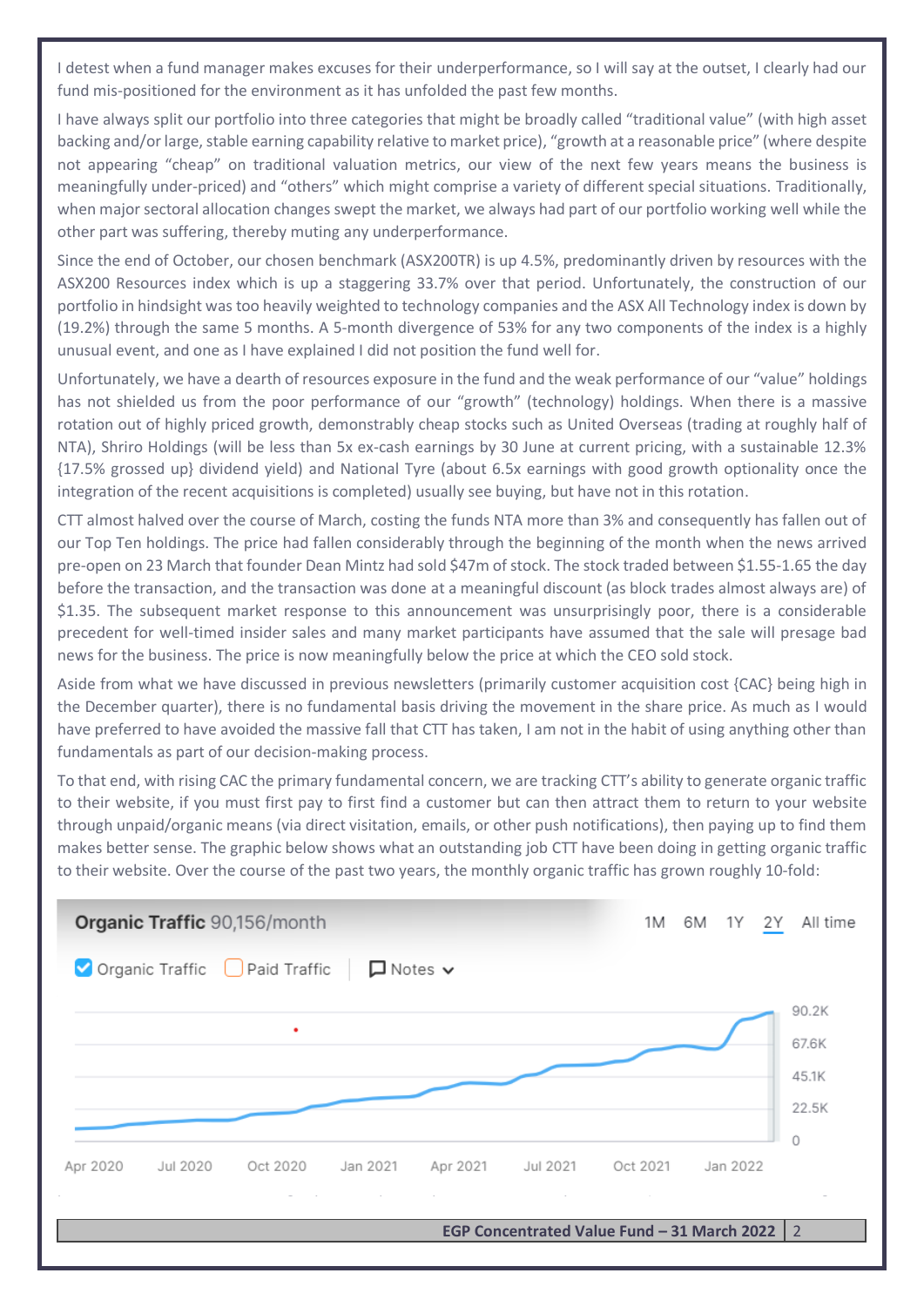I detest when a fund manager makes excuses for their underperformance, so I will say at the outset, I clearly had our fund mis-positioned for the environment as it has unfolded the past few months.

I have always split our portfolio into three categories that might be broadly called "traditional value" (with high asset backing and/or large, stable earning capability relative to market price), "growth at a reasonable price" (where despite not appearing "cheap" on traditional valuation metrics, our view of the next few years means the business is meaningfully under-priced) and "others" which might comprise a variety of different special situations. Traditionally, when major sectoral allocation changes swept the market, we always had part of our portfolio working well while the other part was suffering, thereby muting any underperformance.

Since the end of October, our chosen benchmark (ASX200TR) is up 4.5%, predominantly driven by resources with the ASX200 Resources index which is up a staggering 33.7% over that period. Unfortunately, the construction of our portfolio in hindsight was too heavily weighted to technology companies and the ASX All Technology index is down by (19.2%) through the same 5 months. A 5-month divergence of 53% for any two components of the index is a highly unusual event, and one as I have explained I did not position the fund well for.

Unfortunately, we have a dearth of resources exposure in the fund and the weak performance of our "value" holdings has not shielded us from the poor performance of our "growth" (technology) holdings. When there is a massive rotation out of highly priced growth, demonstrably cheap stocks such as United Overseas (trading at roughly half of NTA), Shriro Holdings (will be less than 5x ex-cash earnings by 30 June at current pricing, with a sustainable 12.3% {17.5% grossed up} dividend yield) and National Tyre (about 6.5x earnings with good growth optionality once the integration of the recent acquisitions is completed) usually see buying, but have not in this rotation.

CTT almost halved over the course of March, costing the funds NTA more than 3% and consequently has fallen out of our Top Ten holdings. The price had fallen considerably through the beginning of the month when the news arrived pre-open on 23 March that founder Dean Mintz had sold $47m of stock. The stock traded between $1.55-1.65 the day before the transaction, and the transaction was done at a meaningful discount (as block trades almost always are) of $1.35. The subsequent market response to this announcement was unsurprisingly poor, there is a considerable precedent for well-timed insider sales and many market participants have assumed that the sale will presage bad news for the business. The price is now meaningfully below the price at which the CEO sold stock.

Aside from what we have discussed in previous newsletters (primarily customer acquisition cost {CAC} being high in the December quarter), there is no fundamental basis driving the movement in the share price. As much as I would have preferred to have avoided the massive fall that CTT has taken, I am not in the habit of using anything other than fundamentals as part of our decision-making process.

To that end, with rising CAC the primary fundamental concern, we are tracking CTT's ability to generate organic traffic to their website, if you must first pay to first find a customer but can then attract them to return to your website through unpaid/organic means (via direct visitation, emails, or other push notifications), then paying up to find them makes better sense. The graphic below shows what an outstanding job CTT have been doing in getting organic traffic to their website. Over the course of the past two years, the monthly organic traffic has grown roughly 10-fold:

**Organic Traffic** 90,156/month

1M 6M 1Y 2Y All time

Organic Traffic | Paid Traffic | Notes

90.2K, 67.6K, 45.1K, 22.5K, 0

Apr 2020, Jul 2020, Oct 2020, Jan 2021, Apr 2021, Jul 2021, Oct 2021, Jan 2022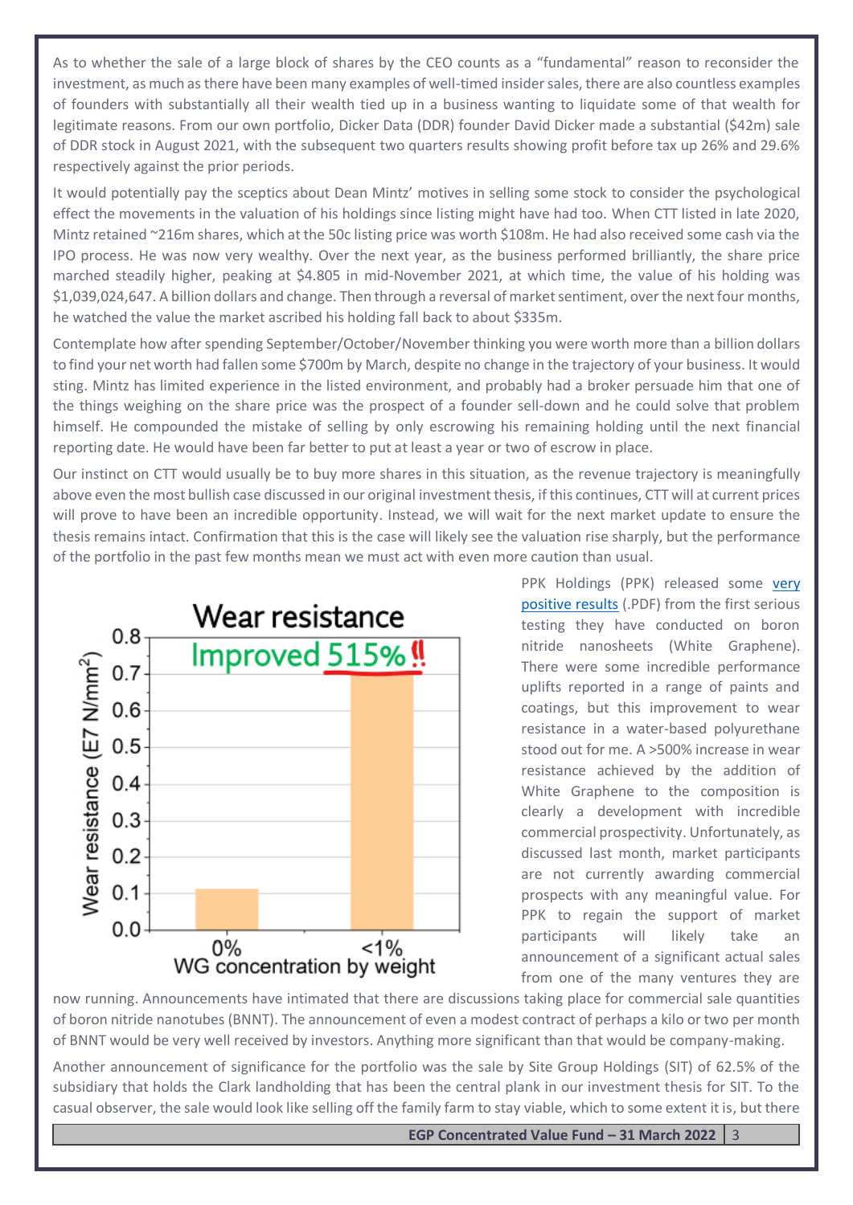As to whether the sale of a large block of shares by the CEO counts as a "fundamental" reason to reconsider the investment, as much as there have been many examples of well-timed insider sales, there are also countless examples of founders with substantially all their wealth tied up in a business wanting to liquidate some of that wealth for legitimate reasons. From our own portfolio, Dicker Data (DDR) founder David Dicker made a substantial ($42m) sale of DDR stock in August 2021, with the subsequent two quarters results showing profit before tax up 26% and 29.6% respectively against the prior periods.

It would potentially pay the sceptics about Dean Mintz' motives in selling some stock to consider the psychological effect the movements in the valuation of his holdings since listing might have had too. When CTT listed in late 2020, Mintz retained ~216m shares, which at the 50c listing price was worth $108m. He had also received some cash via the IPO process. He was now very wealthy. Over the next year, as the business performed brilliantly, the share price marched steadily higher, peaking at $4.805 in mid-November 2021, at which time, the value of his holding was $1,039,024,647. A billion dollars and change. Then through a reversal of market sentiment, over the next four months, he watched the value the market ascribed his holding fall back to about $335m.

Contemplate how after spending September/October/November thinking you were worth more than a billion dollars to find your net worth had fallen some $700m by March, despite no change in the trajectory of your business. It would sting. Mintz has limited experience in the listed environment, and probably had a broker persuade him that one of the things weighing on the share price was the prospect of a founder sell-down and he could solve that problem himself. He compounded the mistake of selling by only escrowing his remaining holding until the next financial reporting date. He would have been far better to put at least a year or two of escrow in place.

Our instinct on CTT would usually be to buy more shares in this situation, as the revenue trajectory is meaningfully above even the most bullish case discussed in our original investment thesis, if this continues, CTT will at current prices will prove to have been an incredible opportunity. Instead, we will wait for the next market update to ensure the thesis remains intact. Confirmation that this is the case will likely see the valuation rise sharply, but the performance of the portfolio in the past few months mean we must act with even more caution than usual.

Wear resistance — Improved 515%!!

| WG concentration by weight | Wear resistance (E7 N/mm²) |
|---|---|
| 0% | ~0.11 |
| <1% | ~0.7 |

PPK Holdings (PPK) released some [very positive results](#) (.PDF) from the first serious testing they have conducted on boron nitride nanosheets (White Graphene). There were some incredible performance uplifts reported in a range of paints and coatings, but this improvement to wear resistance in a water-based polyurethane stood out for me. A >500% increase in wear resistance achieved by the addition of White Graphene to the composition is clearly a development with incredible commercial prospectivity. Unfortunately, as discussed last month, market participants are not currently awarding commercial prospects with any meaningful value. For PPK to regain the support of market participants will likely take an announcement of a significant actual sales from one of the many ventures they are now running. Announcements have intimated that there are discussions taking place for commercial sale quantities of boron nitride nanotubes (BNNT). The announcement of even a modest contract of perhaps a kilo or two per month of BNNT would be very well received by investors. Anything more significant than that would be company-making.

Another announcement of significance for the portfolio was the sale by Site Group Holdings (SIT) of 62.5% of the subsidiary that holds the Clark landholding that has been the central plank in our investment thesis for SIT. To the casual observer, the sale would look like selling off the family farm to stay viable, which to some extent it is, but there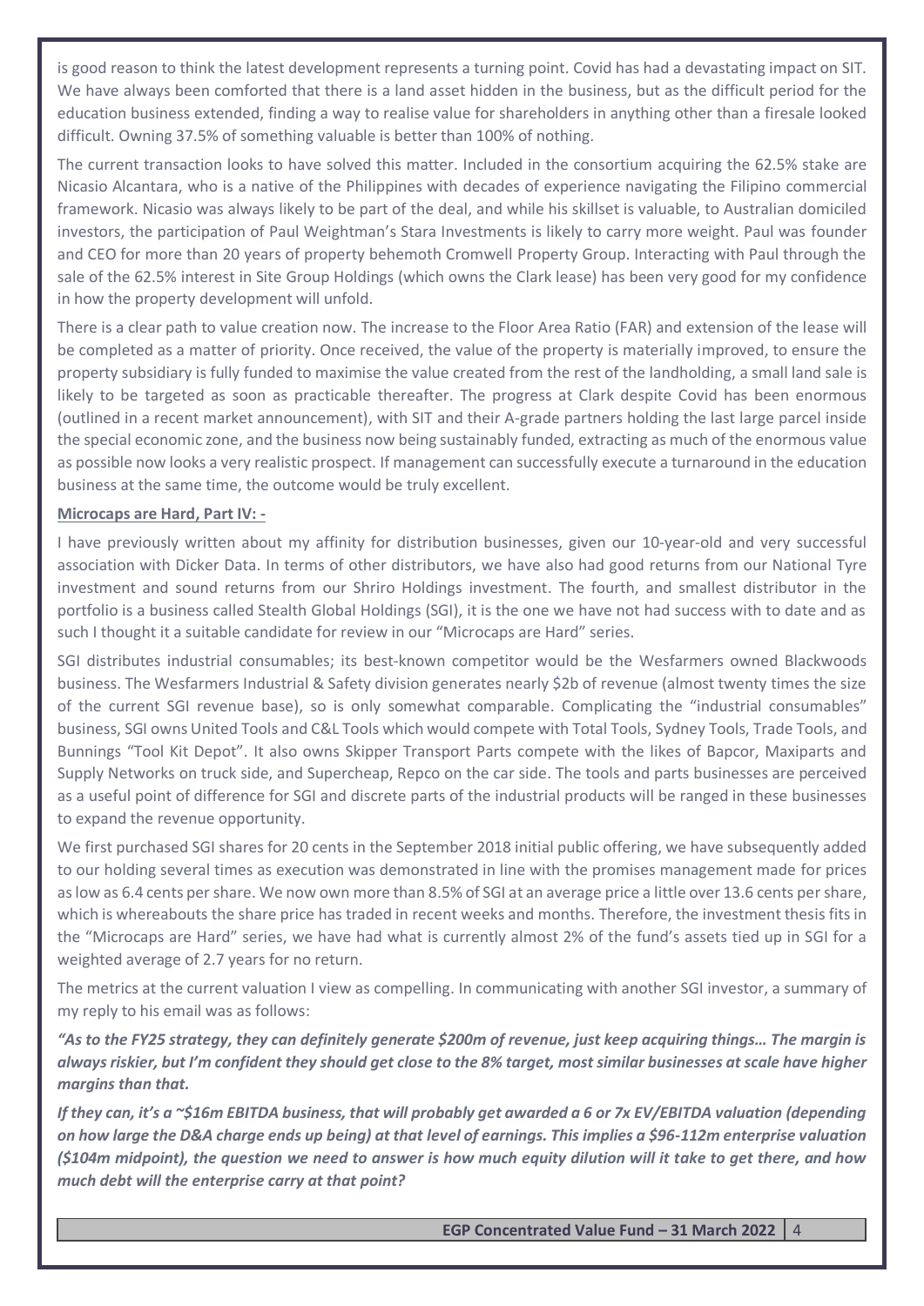is good reason to think the latest development represents a turning point. Covid has had a devastating impact on SIT. We have always been comforted that there is a land asset hidden in the business, but as the difficult period for the education business extended, finding a way to realise value for shareholders in anything other than a firesale looked difficult. Owning 37.5% of something valuable is better than 100% of nothing.

The current transaction looks to have solved this matter. Included in the consortium acquiring the 62.5% stake are Nicasio Alcantara, who is a native of the Philippines with decades of experience navigating the Filipino commercial framework. Nicasio was always likely to be part of the deal, and while his skillset is valuable, to Australian domiciled investors, the participation of Paul Weightman's Stara Investments is likely to carry more weight. Paul was founder and CEO for more than 20 years of property behemoth Cromwell Property Group. Interacting with Paul through the sale of the 62.5% interest in Site Group Holdings (which owns the Clark lease) has been very good for my confidence in how the property development will unfold.

There is a clear path to value creation now. The increase to the Floor Area Ratio (FAR) and extension of the lease will be completed as a matter of priority. Once received, the value of the property is materially improved, to ensure the property subsidiary is fully funded to maximise the value created from the rest of the landholding, a small land sale is likely to be targeted as soon as practicable thereafter. The progress at Clark despite Covid has been enormous (outlined in a recent market announcement), with SIT and their A-grade partners holding the last large parcel inside the special economic zone, and the business now being sustainably funded, extracting as much of the enormous value as possible now looks a very realistic prospect. If management can successfully execute a turnaround in the education business at the same time, the outcome would be truly excellent.

**Microcaps are Hard, Part IV: -**

I have previously written about my affinity for distribution businesses, given our 10-year-old and very successful association with Dicker Data. In terms of other distributors, we have also had good returns from our National Tyre investment and sound returns from our Shriro Holdings investment. The fourth, and smallest distributor in the portfolio is a business called Stealth Global Holdings (SGI), it is the one we have not had success with to date and as such I thought it a suitable candidate for review in our "Microcaps are Hard" series.

SGI distributes industrial consumables; its best-known competitor would be the Wesfarmers owned Blackwoods business. The Wesfarmers Industrial & Safety division generates nearly $2b of revenue (almost twenty times the size of the current SGI revenue base), so is only somewhat comparable. Complicating the "industrial consumables" business, SGI owns United Tools and C&L Tools which would compete with Total Tools, Sydney Tools, Trade Tools, and Bunnings "Tool Kit Depot". It also owns Skipper Transport Parts compete with the likes of Bapcor, Maxiparts and Supply Networks on truck side, and Supercheap, Repco on the car side. The tools and parts businesses are perceived as a useful point of difference for SGI and discrete parts of the industrial products will be ranged in these businesses to expand the revenue opportunity.

We first purchased SGI shares for 20 cents in the September 2018 initial public offering, we have subsequently added to our holding several times as execution was demonstrated in line with the promises management made for prices as low as 6.4 cents per share. We now own more than 8.5% of SGI at an average price a little over 13.6 cents per share, which is whereabouts the share price has traded in recent weeks and months. Therefore, the investment thesis fits in the "Microcaps are Hard" series, we have had what is currently almost 2% of the fund's assets tied up in SGI for a weighted average of 2.7 years for no return.

The metrics at the current valuation I view as compelling. In communicating with another SGI investor, a summary of my reply to his email was as follows:

***"As to the FY25 strategy, they can definitely generate $200m of revenue, just keep acquiring things… The margin is always riskier, but I'm confident they should get close to the 8% target, most similar businesses at scale have higher margins than that.***

***If they can, it's a ~$16m EBITDA business, that will probably get awarded a 6 or 7x EV/EBITDA valuation (depending on how large the D&A charge ends up being) at that level of earnings. This implies a $96-112m enterprise valuation ($104m midpoint), the question we need to answer is how much equity dilution will it take to get there, and how much debt will the enterprise carry at that point?***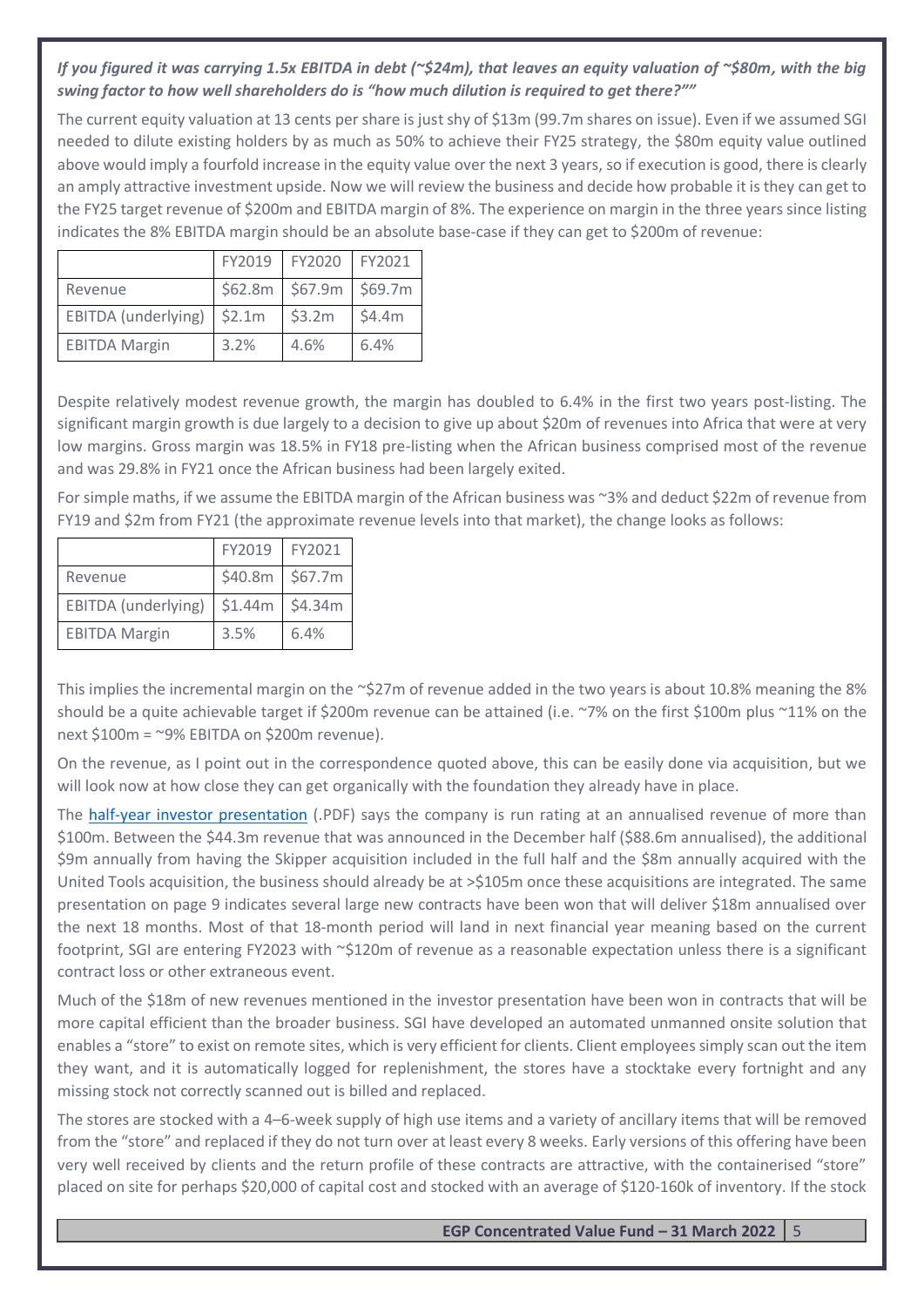***If you figured it was carrying 1.5x EBITDA in debt (~$24m), that leaves an equity valuation of ~$80m, with the big swing factor to how well shareholders do is "how much dilution is required to get there?""***

The current equity valuation at 13 cents per share is just shy of $13m (99.7m shares on issue). Even if we assumed SGI needed to dilute existing holders by as much as 50% to achieve their FY25 strategy, the $80m equity value outlined above would imply a fourfold increase in the equity value over the next 3 years, so if execution is good, there is clearly an amply attractive investment upside. Now we will review the business and decide how probable it is they can get to the FY25 target revenue of $200m and EBITDA margin of 8%. The experience on margin in the three years since listing indicates the 8% EBITDA margin should be an absolute base-case if they can get to $200m of revenue:

| | FY2019 | FY2020 | FY2021 |
|---|---|---|---|
| Revenue | $62.8m | $67.9m | $69.7m |
| EBITDA (underlying) | $2.1m | $3.2m | $4.4m |
| EBITDA Margin | 3.2% | 4.6% | 6.4% |

Despite relatively modest revenue growth, the margin has doubled to 6.4% in the first two years post-listing. The significant margin growth is due largely to a decision to give up about $20m of revenues into Africa that were at very low margins. Gross margin was 18.5% in FY18 pre-listing when the African business comprised most of the revenue and was 29.8% in FY21 once the African business had been largely exited.

For simple maths, if we assume the EBITDA margin of the African business was ~3% and deduct $22m of revenue from FY19 and $2m from FY21 (the approximate revenue levels into that market), the change looks as follows:

| | FY2019 | FY2021 |
|---|---|---|
| Revenue | $40.8m | $67.7m |
| EBITDA (underlying) | $1.44m | $4.34m |
| EBITDA Margin | 3.5% | 6.4% |

This implies the incremental margin on the ~$27m of revenue added in the two years is about 10.8% meaning the 8% should be a quite achievable target if $200m revenue can be attained (i.e. ~7% on the first $100m plus ~11% on the next $100m = ~9% EBITDA on $200m revenue).

On the revenue, as I point out in the correspondence quoted above, this can be easily done via acquisition, but we will look now at how close they can get organically with the foundation they already have in place.

The [half-year investor presentation](#) (.PDF) says the company is run rating at an annualised revenue of more than $100m. Between the $44.3m revenue that was announced in the December half ($88.6m annualised), the additional $9m annually from having the Skipper acquisition included in the full half and the $8m annually acquired with the United Tools acquisition, the business should already be at >$105m once these acquisitions are integrated. The same presentation on page 9 indicates several large new contracts have been won that will deliver $18m annualised over the next 18 months. Most of that 18-month period will land in next financial year meaning based on the current footprint, SGI are entering FY2023 with ~$120m of revenue as a reasonable expectation unless there is a significant contract loss or other extraneous event.

Much of the $18m of new revenues mentioned in the investor presentation have been won in contracts that will be more capital efficient than the broader business. SGI have developed an automated unmanned onsite solution that enables a "store" to exist on remote sites, which is very efficient for clients. Client employees simply scan out the item they want, and it is automatically logged for replenishment, the stores have a stocktake every fortnight and any missing stock not correctly scanned out is billed and replaced.

The stores are stocked with a 4–6-week supply of high use items and a variety of ancillary items that will be removed from the "store" and replaced if they do not turn over at least every 8 weeks. Early versions of this offering have been very well received by clients and the return profile of these contracts are attractive, with the containerised "store" placed on site for perhaps $20,000 of capital cost and stocked with an average of $120-160k of inventory. If the stock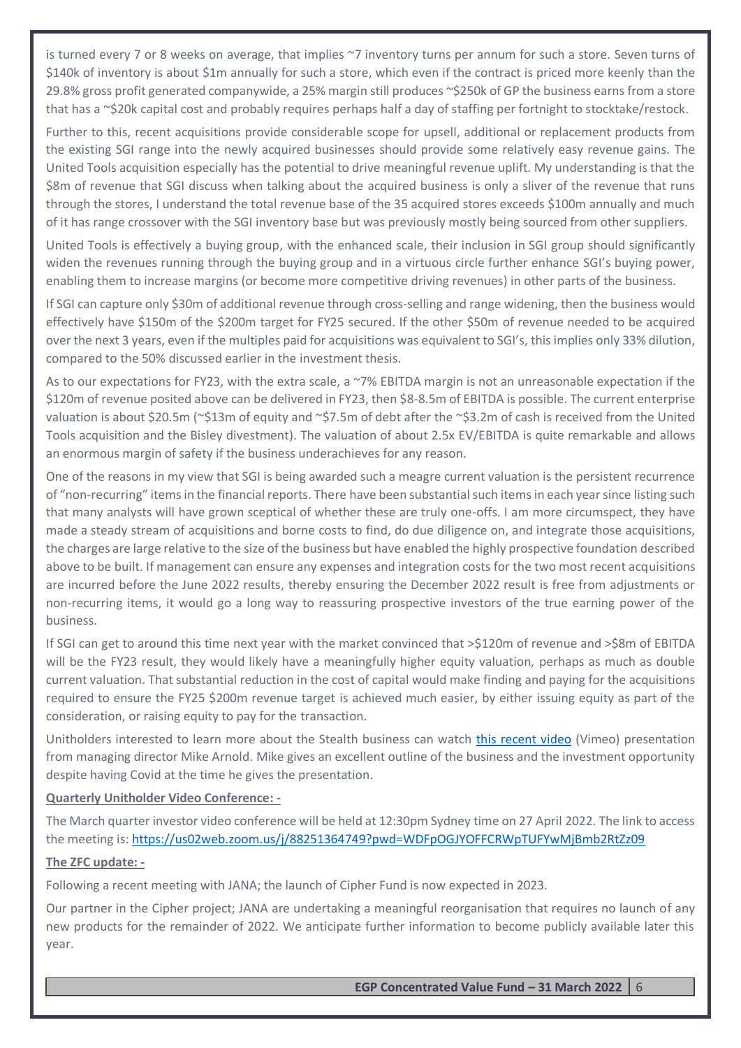is turned every 7 or 8 weeks on average, that implies ~7 inventory turns per annum for such a store. Seven turns of $140k of inventory is about $1m annually for such a store, which even if the contract is priced more keenly than the 29.8% gross profit generated companywide, a 25% margin still produces ~$250k of GP the business earns from a store that has a ~$20k capital cost and probably requires perhaps half a day of staffing per fortnight to stocktake/restock.

Further to this, recent acquisitions provide considerable scope for upsell, additional or replacement products from the existing SGI range into the newly acquired businesses should provide some relatively easy revenue gains. The United Tools acquisition especially has the potential to drive meaningful revenue uplift. My understanding is that the $8m of revenue that SGI discuss when talking about the acquired business is only a sliver of the revenue that runs through the stores, I understand the total revenue base of the 35 acquired stores exceeds $100m annually and much of it has range crossover with the SGI inventory base but was previously mostly being sourced from other suppliers.

United Tools is effectively a buying group, with the enhanced scale, their inclusion in SGI group should significantly widen the revenues running through the buying group and in a virtuous circle further enhance SGI's buying power, enabling them to increase margins (or become more competitive driving revenues) in other parts of the business.

If SGI can capture only $30m of additional revenue through cross-selling and range widening, then the business would effectively have $150m of the $200m target for FY25 secured. If the other $50m of revenue needed to be acquired over the next 3 years, even if the multiples paid for acquisitions was equivalent to SGI's, this implies only 33% dilution, compared to the 50% discussed earlier in the investment thesis.

As to our expectations for FY23, with the extra scale, a ~7% EBITDA margin is not an unreasonable expectation if the $120m of revenue posited above can be delivered in FY23, then $8-8.5m of EBITDA is possible. The current enterprise valuation is about $20.5m (~$13m of equity and ~$7.5m of debt after the ~$3.2m of cash is received from the United Tools acquisition and the Bisley divestment). The valuation of about 2.5x EV/EBITDA is quite remarkable and allows an enormous margin of safety if the business underachieves for any reason.

One of the reasons in my view that SGI is being awarded such a meagre current valuation is the persistent recurrence of "non-recurring" items in the financial reports. There have been substantial such items in each year since listing such that many analysts will have grown sceptical of whether these are truly one-offs. I am more circumspect, they have made a steady stream of acquisitions and borne costs to find, do due diligence on, and integrate those acquisitions, the charges are large relative to the size of the business but have enabled the highly prospective foundation described above to be built. If management can ensure any expenses and integration costs for the two most recent acquisitions are incurred before the June 2022 results, thereby ensuring the December 2022 result is free from adjustments or non-recurring items, it would go a long way to reassuring prospective investors of the true earning power of the business.

If SGI can get to around this time next year with the market convinced that >$120m of revenue and >$8m of EBITDA will be the FY23 result, they would likely have a meaningfully higher equity valuation, perhaps as much as double current valuation. That substantial reduction in the cost of capital would make finding and paying for the acquisitions required to ensure the FY25 $200m revenue target is achieved much easier, by either issuing equity as part of the consideration, or raising equity to pay for the transaction.

Unitholders interested to learn more about the Stealth business can watch [this recent video](#) (Vimeo) presentation from managing director Mike Arnold. Mike gives an excellent outline of the business and the investment opportunity despite having Covid at the time he gives the presentation.

**Quarterly Unitholder Video Conference: -**

The March quarter investor video conference will be held at 12:30pm Sydney time on 27 April 2022. The link to access the meeting is: https://us02web.zoom.us/j/88251364749?pwd=WDFpOGJYOFFCRWpTUFYwMjBmb2RtZz09

**The ZFC update: -**

Following a recent meeting with JANA; the launch of Cipher Fund is now expected in 2023.

Our partner in the Cipher project; JANA are undertaking a meaningful reorganisation that requires no launch of any new products for the remainder of 2022. We anticipate further information to become publicly available later this year.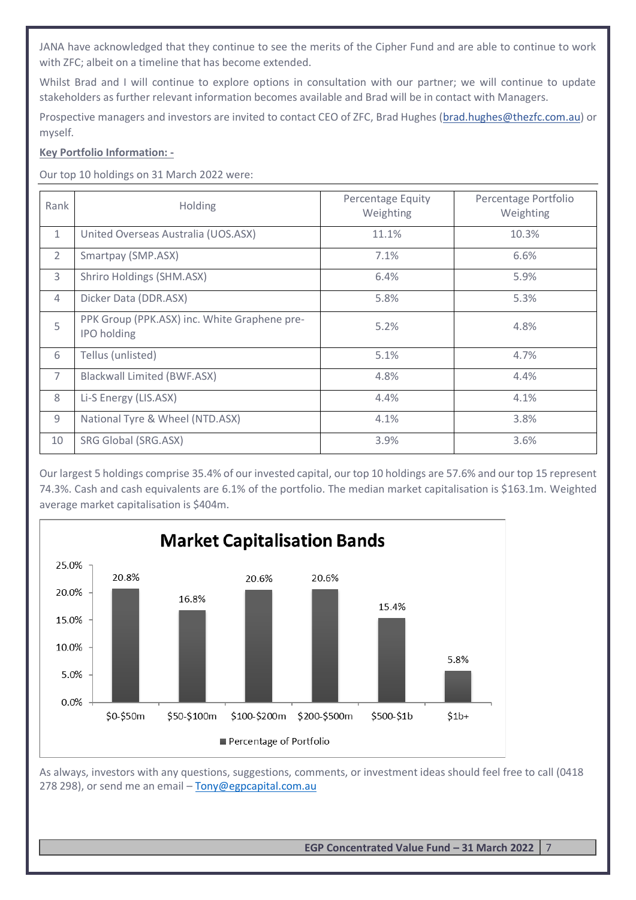JANA have acknowledged that they continue to see the merits of the Cipher Fund and are able to continue to work with ZFC; albeit on a timeline that has become extended.

Whilst Brad and I will continue to explore options in consultation with our partner; we will continue to update stakeholders as further relevant information becomes available and Brad will be in contact with Managers.

Prospective managers and investors are invited to contact CEO of ZFC, Brad Hughes (brad.hughes@thezfc.com.au) or myself.

**Key Portfolio Information: -**

Our top 10 holdings on 31 March 2022 were:

| Rank | Holding | Percentage Equity Weighting | Percentage Portfolio Weighting |
|---|---|---|---|
| 1 | United Overseas Australia (UOS.ASX) | 11.1% | 10.3% |
| 2 | Smartpay (SMP.ASX) | 7.1% | 6.6% |
| 3 | Shriro Holdings (SHM.ASX) | 6.4% | 5.9% |
| 4 | Dicker Data (DDR.ASX) | 5.8% | 5.3% |
| 5 | PPK Group (PPK.ASX) inc. White Graphene pre-IPO holding | 5.2% | 4.8% |
| 6 | Tellus (unlisted) | 5.1% | 4.7% |
| 7 | Blackwall Limited (BWF.ASX) | 4.8% | 4.4% |
| 8 | Li-S Energy (LIS.ASX) | 4.4% | 4.1% |
| 9 | National Tyre & Wheel (NTD.ASX) | 4.1% | 3.8% |
| 10 | SRG Global (SRG.ASX) | 3.9% | 3.6% |

Our largest 5 holdings comprise 35.4% of our invested capital, our top 10 holdings are 57.6% and our top 15 represent 74.3%. Cash and cash equivalents are 6.1% of the portfolio. The median market capitalisation is $163.1m. Weighted average market capitalisation is $404m.

**Market Capitalisation Bands**

| Market Capitalisation Band | Percentage of Portfolio |
|---|---|
| $0-$50m | 20.8% |
| $50-$100m | 16.8% |
| $100-$200m | 20.6% |
| $200-$500m | 20.6% |
| $500-$1b | 15.4% |
| $1b+ | 5.8% |

As always, investors with any questions, suggestions, comments, or investment ideas should feel free to call (0418 278 298), or send me an email – Tony@egpcapital.com.au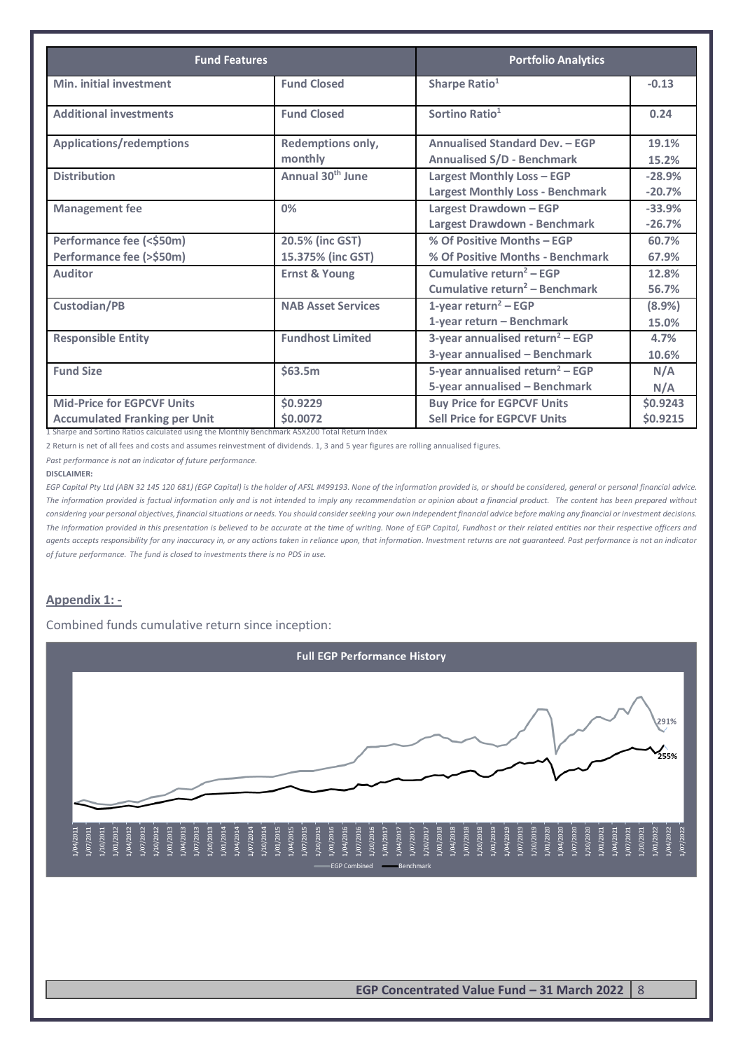| Fund Features | | Portfolio Analytics | |
|---|---|---|---|
| **Min. initial investment** | **Fund Closed** | **Sharpe Ratio[1]** | **-0.13** |
| **Additional investments** | **Fund Closed** | **Sortino Ratio[1]** | **0.24** |
| **Applications/redemptions** | **Redemptions only, monthly** | **Annualised Standard Dev. – EGP**<br>**Annualised S/D - Benchmark** | **19.1%**<br>**15.2%** |
| **Distribution** | **Annual 30th June** | **Largest Monthly Loss – EGP**<br>**Largest Monthly Loss - Benchmark** | **-28.9%**<br>**-20.7%** |
| **Management fee** | **0%** | **Largest Drawdown – EGP**<br>**Largest Drawdown - Benchmark** | **-33.9%**<br>**-26.7%** |
| **Performance fee (<\$50m)**<br>**Performance fee (>\$50m)** | **20.5% (inc GST)**<br>**15.375% (inc GST)** | **% Of Positive Months – EGP**<br>**% Of Positive Months - Benchmark** | **60.7%**<br>**67.9%** |
| **Auditor** | **Ernst & Young** | **Cumulative return[2] – EGP**<br>**Cumulative return[2] – Benchmark** | **12.8%**<br>**56.7%** |
| **Custodian/PB** | **NAB Asset Services** | **1-year return[2] – EGP**<br>**1-year return – Benchmark** | **(8.9%)**<br>**15.0%** |
| **Responsible Entity** | **Fundhost Limited** | **3-year annualised return[2] – EGP**<br>**3-year annualised – Benchmark** | **4.7%**<br>**10.6%** |
| **Fund Size** | **\$63.5m** | **5-year annualised return[2] – EGP**<br>**5-year annualised – Benchmark** | **N/A**<br>**N/A** |
| **Mid-Price for EGPCVF Units**<br>**Accumulated Franking per Unit** | **\$0.9229**<br>**\$0.0072** | **Buy Price for EGPCVF Units**<br>**Sell Price for EGPCVF Units** | **\$0.9243**<br>**\$0.9215** |

1 Sharpe and Sortino Ratios calculated using the Monthly Benchmark ASX200 Total Return Index

2 Return is net of all fees and costs and assumes reinvestment of dividends. 1, 3 and 5 year figures are rolling annualised figures.

*Past performance is not an indicator of future performance.*

**DISCLAIMER:**

*EGP Capital Pty Ltd (ABN 32 145 120 681) (EGP Capital) is the holder of AFSL #499193. None of the information provided is, or should be considered, general or personal financial advice. The information provided is factual information only and is not intended to imply any recommendation or opinion about a financial product. The content has been prepared without considering your personal objectives, financial situations or needs. You should consider seeking your own independent financial advice before making any financial or investment decisions. The information provided in this presentation is believed to be accurate at the time of writing. None of EGP Capital, Fundhost or their related entities nor their respective officers and agents accepts responsibility for any inaccuracy in, or any actions taken in reliance upon, that information. Investment returns are not guaranteed. Past performance is not an indicator of future performance. The fund is closed to investments there is no PDS in use.*

## Appendix 1: -

Combined funds cumulative return since inception:

Full EGP Performance History

291%

255%

1/04/2011 1/07/2011 1/10/2011 1/01/2012 1/04/2012 1/07/2012 1/10/2012 1/01/2013 1/04/2013 1/07/2013 1/10/2013 1/01/2014 1/04/2014 1/07/2014 1/10/2014 1/01/2015 1/04/2015 1/07/2015 1/10/2015 1/01/2016 1/04/2016 1/07/2016 1/10/2016 1/01/2017 1/04/2017 1/07/2017 1/10/2017 1/01/2018 1/04/2018 1/07/2018 1/10/2018 1/01/2019 1/04/2019 1/07/2019 1/10/2019 1/01/2020 1/04/2020 1/07/2020 1/10/2020 1/01/2021 1/04/2021 1/07/2021 1/10/2021 1/01/2022 1/04/2022 1/07/2022

EGP Combined — Benchmark